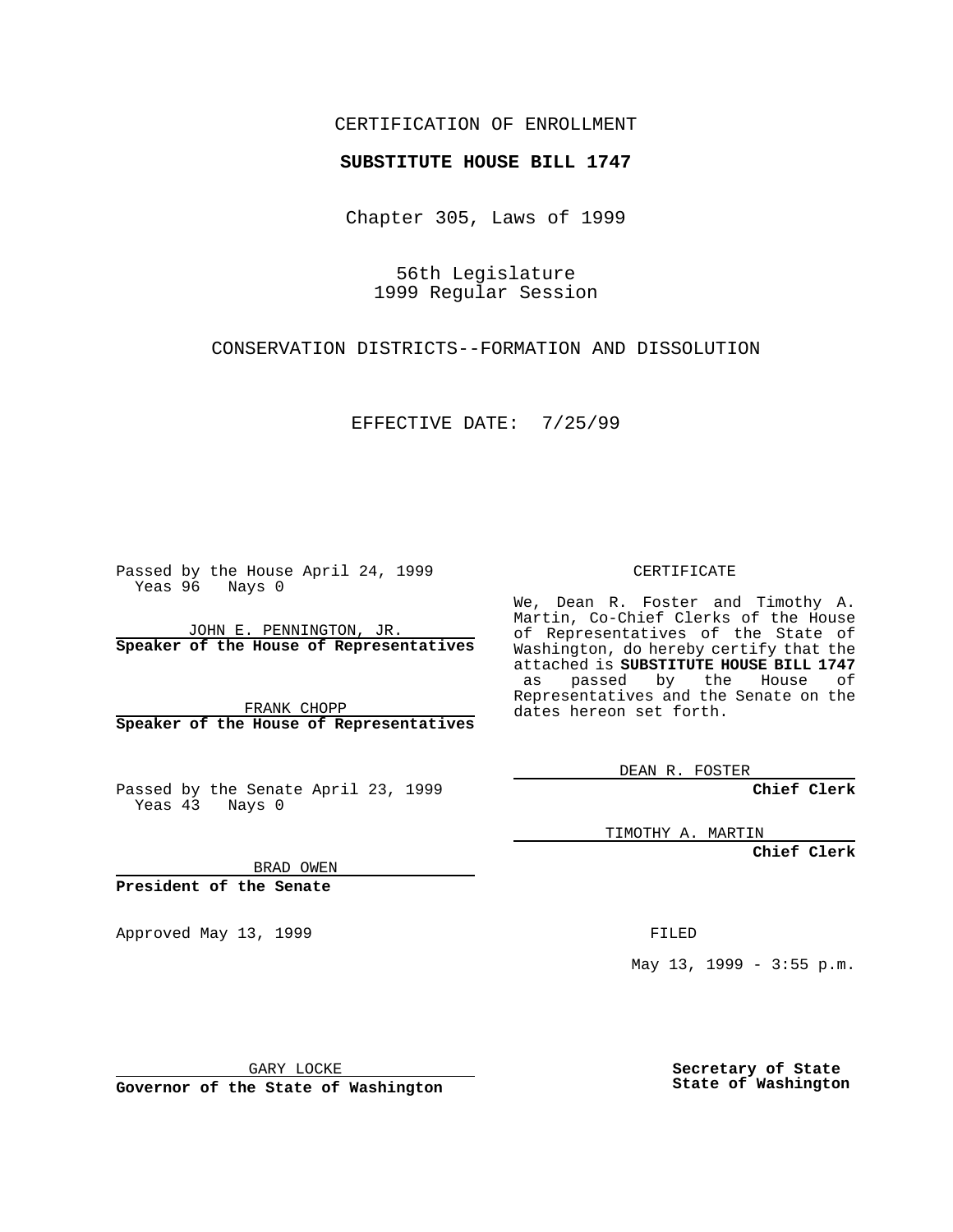CERTIFICATION OF ENROLLMENT

**SUBSTITUTE HOUSE BILL 1747**

Chapter 305, Laws of 1999

56th Legislature
1999 Regular Session

CONSERVATION DISTRICTS--FORMATION AND DISSOLUTION

EFFECTIVE DATE: 7/25/99

Passed by the House April 24, 1999
Yeas 96 Nays 0

JOHN E. PENNINGTON, JR.
**Speaker of the House of Representatives**

FRANK CHOPP
**Speaker of the House of Representatives**

Passed by the Senate April 23, 1999
Yeas 43 Nays 0

BRAD OWEN
**President of the Senate**

Approved May 13, 1999

GARY LOCKE
**Governor of the State of Washington**

CERTIFICATE

We, Dean R. Foster and Timothy A. Martin, Co-Chief Clerks of the House of Representatives of the State of Washington, do hereby certify that the attached is **SUBSTITUTE HOUSE BILL 1747** as passed by the House of Representatives and the Senate on the dates hereon set forth.

DEAN R. FOSTER
**Chief Clerk**

TIMOTHY A. MARTIN
**Chief Clerk**

FILED

May 13, 1999 - 3:55 p.m.

**Secretary of State**
**State of Washington**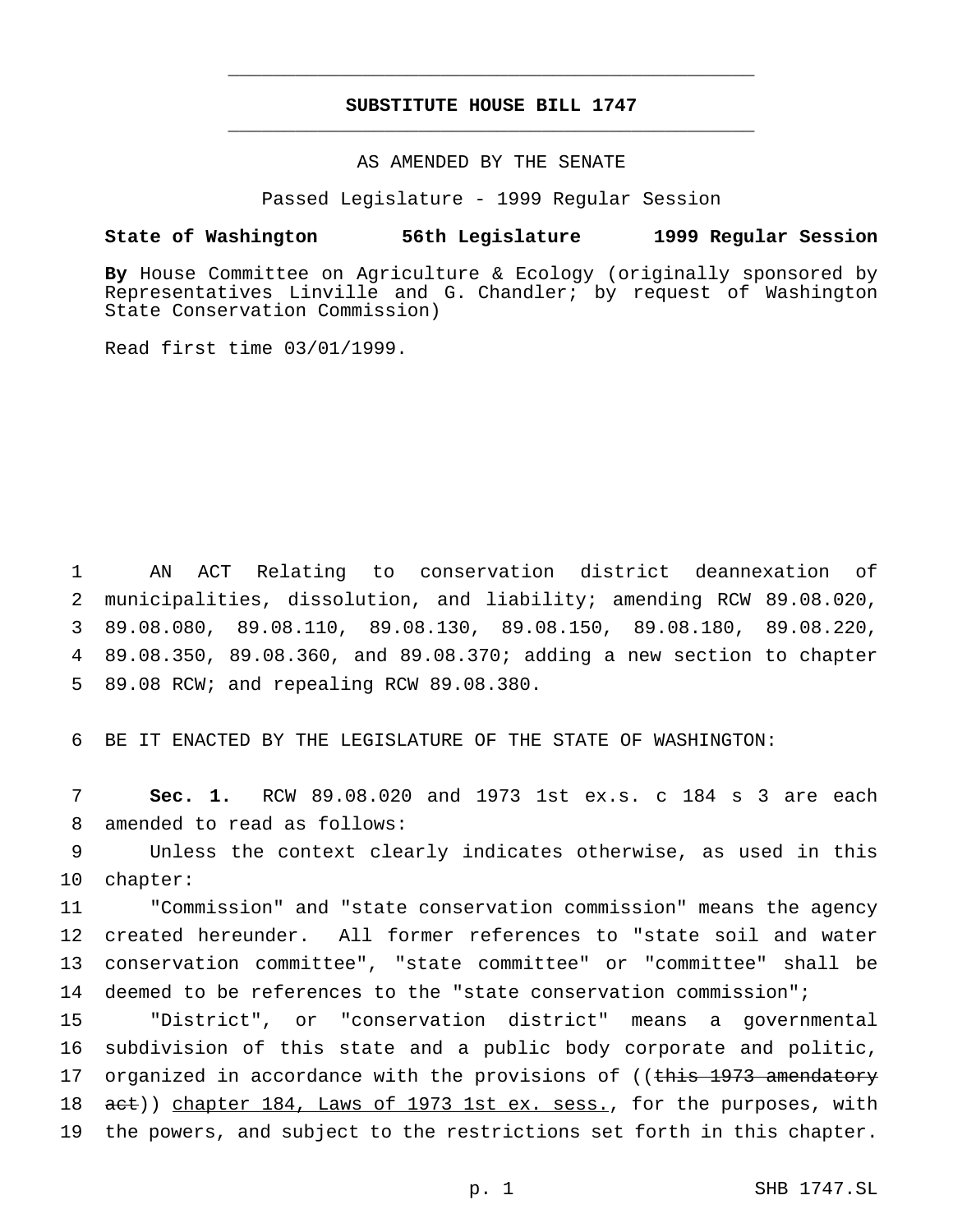# SUBSTITUTE HOUSE BILL 1747

AS AMENDED BY THE SENATE

Passed Legislature - 1999 Regular Session

**State of Washington 56th Legislature 1999 Regular Session**

**By** House Committee on Agriculture & Ecology (originally sponsored by Representatives Linville and G. Chandler; by request of Washington State Conservation Commission)

Read first time 03/01/1999.

AN ACT Relating to conservation district deannexation of municipalities, dissolution, and liability; amending RCW 89.08.020, 89.08.080, 89.08.110, 89.08.130, 89.08.150, 89.08.180, 89.08.220, 89.08.350, 89.08.360, and 89.08.370; adding a new section to chapter 89.08 RCW; and repealing RCW 89.08.380.

BE IT ENACTED BY THE LEGISLATURE OF THE STATE OF WASHINGTON:

**Sec. 1.** RCW 89.08.020 and 1973 1st ex.s. c 184 s 3 are each amended to read as follows:

Unless the context clearly indicates otherwise, as used in this chapter:

"Commission" and "state conservation commission" means the agency created hereunder. All former references to "state soil and water conservation committee", "state committee" or "committee" shall be deemed to be references to the "state conservation commission";

"District", or "conservation district" means a governmental subdivision of this state and a public body corporate and politic, organized in accordance with the provisions of ((~~this 1973 amendatory act~~)) chapter 184, Laws of 1973 1st ex. sess., for the purposes, with the powers, and subject to the restrictions set forth in this chapter.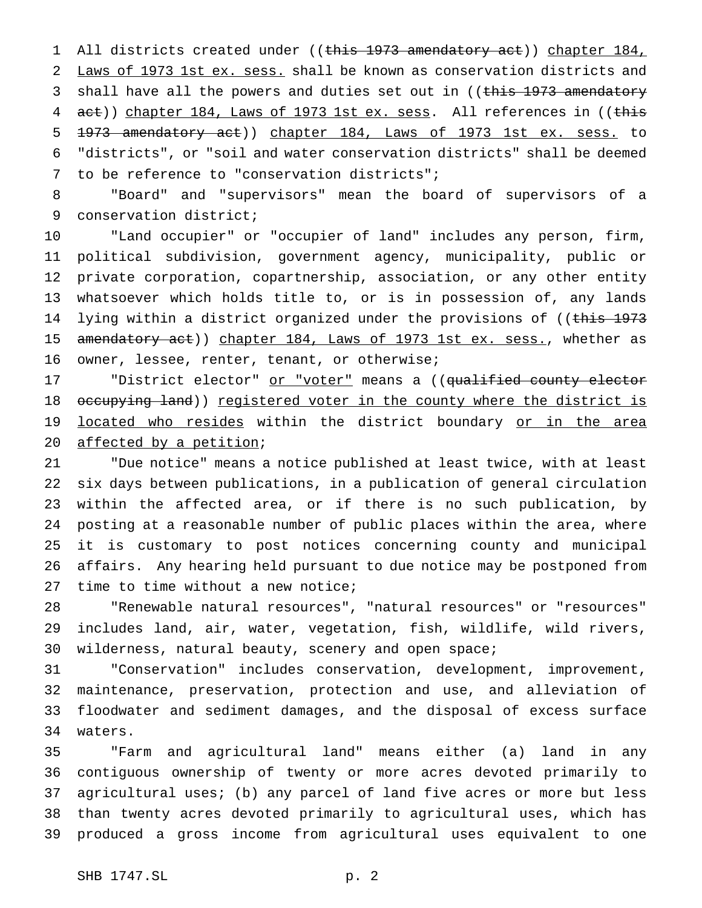All districts created under ((~~this 1973 amendatory act~~)) <u>chapter 184, Laws of 1973 1st ex. sess.</u> shall be known as conservation districts and shall have all the powers and duties set out in ((~~this 1973 amendatory act~~)) <u>chapter 184, Laws of 1973 1st ex. sess</u>. All references in ((~~this 1973 amendatory act~~)) <u>chapter 184, Laws of 1973 1st ex. sess.</u> to "districts", or "soil and water conservation districts" shall be deemed to be reference to "conservation districts";

"Board" and "supervisors" mean the board of supervisors of a conservation district;

"Land occupier" or "occupier of land" includes any person, firm, political subdivision, government agency, municipality, public or private corporation, copartnership, association, or any other entity whatsoever which holds title to, or is in possession of, any lands lying within a district organized under the provisions of ((~~this 1973 amendatory act~~)) <u>chapter 184, Laws of 1973 1st ex. sess.</u>, whether as owner, lessee, renter, tenant, or otherwise;

"District elector" <u>or "voter"</u> means a ((~~qualified county elector occupying land~~)) <u>registered voter in the county where the district is located who resides</u> within the district boundary <u>or in the area affected by a petition</u>;

"Due notice" means a notice published at least twice, with at least six days between publications, in a publication of general circulation within the affected area, or if there is no such publication, by posting at a reasonable number of public places within the area, where it is customary to post notices concerning county and municipal affairs. Any hearing held pursuant to due notice may be postponed from time to time without a new notice;

"Renewable natural resources", "natural resources" or "resources" includes land, air, water, vegetation, fish, wildlife, wild rivers, wilderness, natural beauty, scenery and open space;

"Conservation" includes conservation, development, improvement, maintenance, preservation, protection and use, and alleviation of floodwater and sediment damages, and the disposal of excess surface waters.

"Farm and agricultural land" means either (a) land in any contiguous ownership of twenty or more acres devoted primarily to agricultural uses; (b) any parcel of land five acres or more but less than twenty acres devoted primarily to agricultural uses, which has produced a gross income from agricultural uses equivalent to one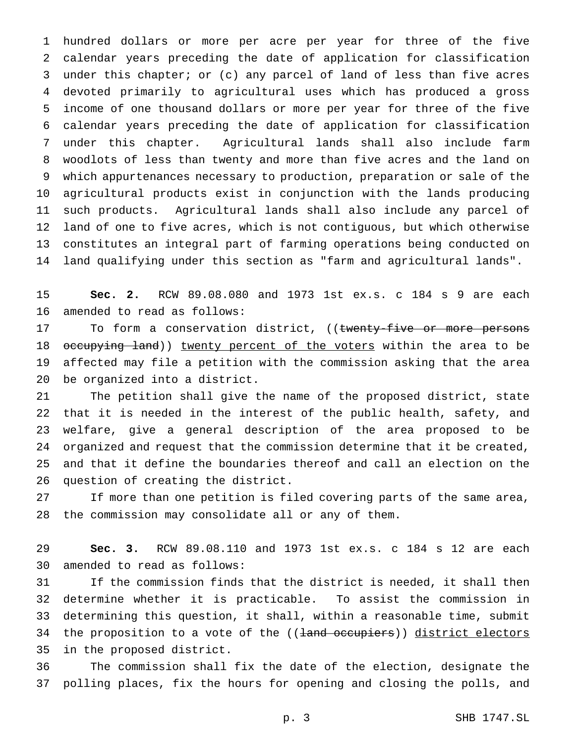hundred dollars or more per acre per year for three of the five calendar years preceding the date of application for classification under this chapter; or (c) any parcel of land of less than five acres devoted primarily to agricultural uses which has produced a gross income of one thousand dollars or more per year for three of the five calendar years preceding the date of application for classification under this chapter. Agricultural lands shall also include farm woodlots of less than twenty and more than five acres and the land on which appurtenances necessary to production, preparation or sale of the agricultural products exist in conjunction with the lands producing such products. Agricultural lands shall also include any parcel of land of one to five acres, which is not contiguous, but which otherwise constitutes an integral part of farming operations being conducted on land qualifying under this section as "farm and agricultural lands".

**Sec. 2.** RCW 89.08.080 and 1973 1st ex.s. c 184 s 9 are each amended to read as follows:

To form a conservation district, ((~~twenty-five or more persons occupying land~~)) <u>twenty percent of the voters</u> within the area to be affected may file a petition with the commission asking that the area be organized into a district.

The petition shall give the name of the proposed district, state that it is needed in the interest of the public health, safety, and welfare, give a general description of the area proposed to be organized and request that the commission determine that it be created, and that it define the boundaries thereof and call an election on the question of creating the district.

If more than one petition is filed covering parts of the same area, the commission may consolidate all or any of them.

**Sec. 3.** RCW 89.08.110 and 1973 1st ex.s. c 184 s 12 are each amended to read as follows:

If the commission finds that the district is needed, it shall then determine whether it is practicable. To assist the commission in determining this question, it shall, within a reasonable time, submit the proposition to a vote of the ((~~land occupiers~~)) <u>district electors</u> in the proposed district.

The commission shall fix the date of the election, designate the polling places, fix the hours for opening and closing the polls, and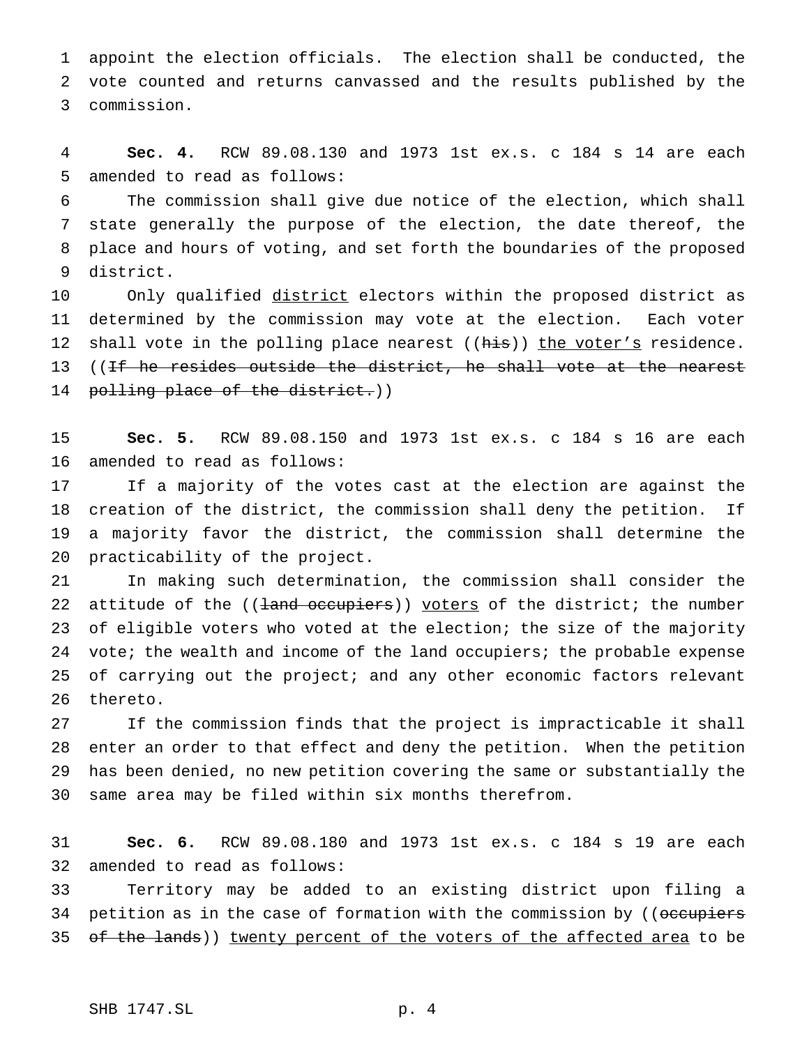appoint the election officials. The election shall be conducted, the vote counted and returns canvassed and the results published by the commission.

**Sec. 4.** RCW 89.08.130 and 1973 1st ex.s. c 184 s 14 are each amended to read as follows:

The commission shall give due notice of the election, which shall state generally the purpose of the election, the date thereof, the place and hours of voting, and set forth the boundaries of the proposed district.

Only qualified district electors within the proposed district as determined by the commission may vote at the election. Each voter shall vote in the polling place nearest ((~~his~~)) the voter's residence. ((~~If he resides outside the district, he shall vote at the nearest polling place of the district.~~))

**Sec. 5.** RCW 89.08.150 and 1973 1st ex.s. c 184 s 16 are each amended to read as follows:

If a majority of the votes cast at the election are against the creation of the district, the commission shall deny the petition. If a majority favor the district, the commission shall determine the practicability of the project.

In making such determination, the commission shall consider the attitude of the ((~~land occupiers~~)) voters of the district; the number of eligible voters who voted at the election; the size of the majority vote; the wealth and income of the land occupiers; the probable expense of carrying out the project; and any other economic factors relevant thereto.

If the commission finds that the project is impracticable it shall enter an order to that effect and deny the petition. When the petition has been denied, no new petition covering the same or substantially the same area may be filed within six months therefrom.

**Sec. 6.** RCW 89.08.180 and 1973 1st ex.s. c 184 s 19 are each amended to read as follows:

Territory may be added to an existing district upon filing a petition as in the case of formation with the commission by ((~~occupiers of the lands~~)) twenty percent of the voters of the affected area to be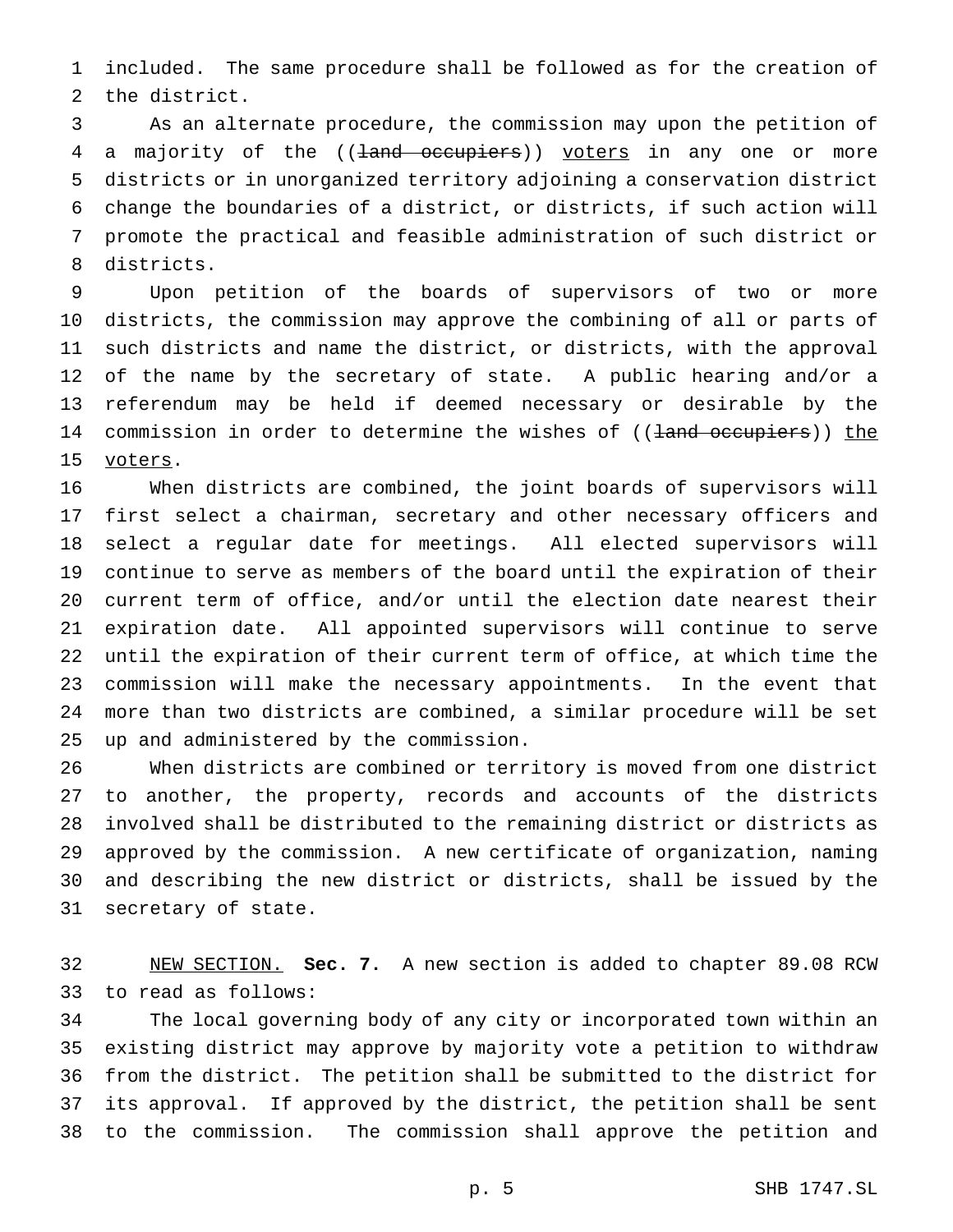included. The same procedure shall be followed as for the creation of the district.

As an alternate procedure, the commission may upon the petition of a majority of the ((~~land occupiers~~)) <u>voters</u> in any one or more districts or in unorganized territory adjoining a conservation district change the boundaries of a district, or districts, if such action will promote the practical and feasible administration of such district or districts.

Upon petition of the boards of supervisors of two or more districts, the commission may approve the combining of all or parts of such districts and name the district, or districts, with the approval of the name by the secretary of state. A public hearing and/or a referendum may be held if deemed necessary or desirable by the commission in order to determine the wishes of ((~~land occupiers~~)) <u>the voters</u>.

When districts are combined, the joint boards of supervisors will first select a chairman, secretary and other necessary officers and select a regular date for meetings. All elected supervisors will continue to serve as members of the board until the expiration of their current term of office, and/or until the election date nearest their expiration date. All appointed supervisors will continue to serve until the expiration of their current term of office, at which time the commission will make the necessary appointments. In the event that more than two districts are combined, a similar procedure will be set up and administered by the commission.

When districts are combined or territory is moved from one district to another, the property, records and accounts of the districts involved shall be distributed to the remaining district or districts as approved by the commission. A new certificate of organization, naming and describing the new district or districts, shall be issued by the secretary of state.

<u>NEW SECTION.</u> **Sec. 7.** A new section is added to chapter 89.08 RCW to read as follows:

The local governing body of any city or incorporated town within an existing district may approve by majority vote a petition to withdraw from the district. The petition shall be submitted to the district for its approval. If approved by the district, the petition shall be sent to the commission. The commission shall approve the petition and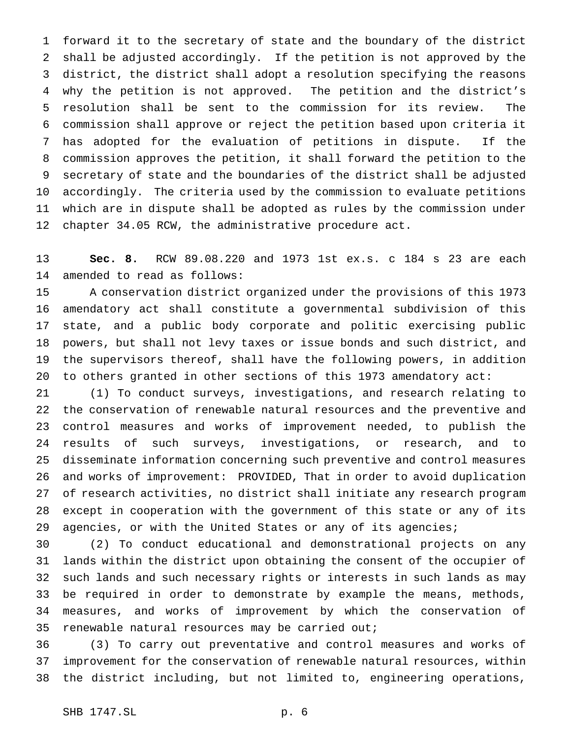forward it to the secretary of state and the boundary of the district shall be adjusted accordingly. If the petition is not approved by the district, the district shall adopt a resolution specifying the reasons why the petition is not approved. The petition and the district's resolution shall be sent to the commission for its review. The commission shall approve or reject the petition based upon criteria it has adopted for the evaluation of petitions in dispute. If the commission approves the petition, it shall forward the petition to the secretary of state and the boundaries of the district shall be adjusted accordingly. The criteria used by the commission to evaluate petitions which are in dispute shall be adopted as rules by the commission under chapter 34.05 RCW, the administrative procedure act.

**Sec. 8.** RCW 89.08.220 and 1973 1st ex.s. c 184 s 23 are each amended to read as follows:

A conservation district organized under the provisions of this 1973 amendatory act shall constitute a governmental subdivision of this state, and a public body corporate and politic exercising public powers, but shall not levy taxes or issue bonds and such district, and the supervisors thereof, shall have the following powers, in addition to others granted in other sections of this 1973 amendatory act:

(1) To conduct surveys, investigations, and research relating to the conservation of renewable natural resources and the preventive and control measures and works of improvement needed, to publish the results of such surveys, investigations, or research, and to disseminate information concerning such preventive and control measures and works of improvement: PROVIDED, That in order to avoid duplication of research activities, no district shall initiate any research program except in cooperation with the government of this state or any of its agencies, or with the United States or any of its agencies;

(2) To conduct educational and demonstrational projects on any lands within the district upon obtaining the consent of the occupier of such lands and such necessary rights or interests in such lands as may be required in order to demonstrate by example the means, methods, measures, and works of improvement by which the conservation of renewable natural resources may be carried out;

(3) To carry out preventative and control measures and works of improvement for the conservation of renewable natural resources, within the district including, but not limited to, engineering operations,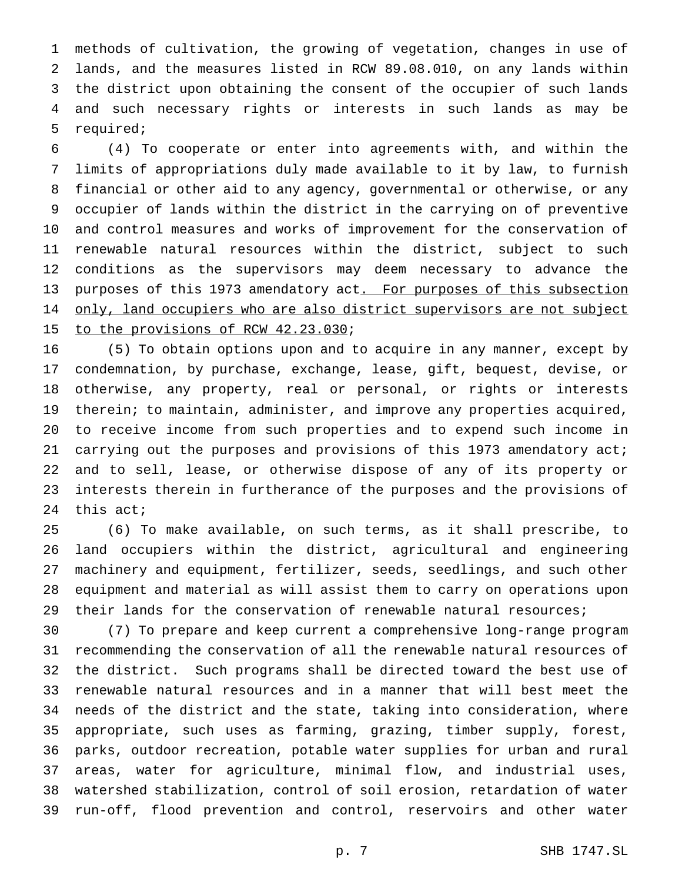methods of cultivation, the growing of vegetation, changes in use of lands, and the measures listed in RCW 89.08.010, on any lands within the district upon obtaining the consent of the occupier of such lands and such necessary rights or interests in such lands as may be required;

(4) To cooperate or enter into agreements with, and within the limits of appropriations duly made available to it by law, to furnish financial or other aid to any agency, governmental or otherwise, or any occupier of lands within the district in the carrying on of preventive and control measures and works of improvement for the conservation of renewable natural resources within the district, subject to such conditions as the supervisors may deem necessary to advance the purposes of this 1973 amendatory act<u>. For purposes of this subsection only, land occupiers who are also district supervisors are not subject to the provisions of RCW 42.23.030</u>;

(5) To obtain options upon and to acquire in any manner, except by condemnation, by purchase, exchange, lease, gift, bequest, devise, or otherwise, any property, real or personal, or rights or interests therein; to maintain, administer, and improve any properties acquired, to receive income from such properties and to expend such income in carrying out the purposes and provisions of this 1973 amendatory act; and to sell, lease, or otherwise dispose of any of its property or interests therein in furtherance of the purposes and the provisions of this act;

(6) To make available, on such terms, as it shall prescribe, to land occupiers within the district, agricultural and engineering machinery and equipment, fertilizer, seeds, seedlings, and such other equipment and material as will assist them to carry on operations upon their lands for the conservation of renewable natural resources;

(7) To prepare and keep current a comprehensive long-range program recommending the conservation of all the renewable natural resources of the district. Such programs shall be directed toward the best use of renewable natural resources and in a manner that will best meet the needs of the district and the state, taking into consideration, where appropriate, such uses as farming, grazing, timber supply, forest, parks, outdoor recreation, potable water supplies for urban and rural areas, water for agriculture, minimal flow, and industrial uses, watershed stabilization, control of soil erosion, retardation of water run-off, flood prevention and control, reservoirs and other water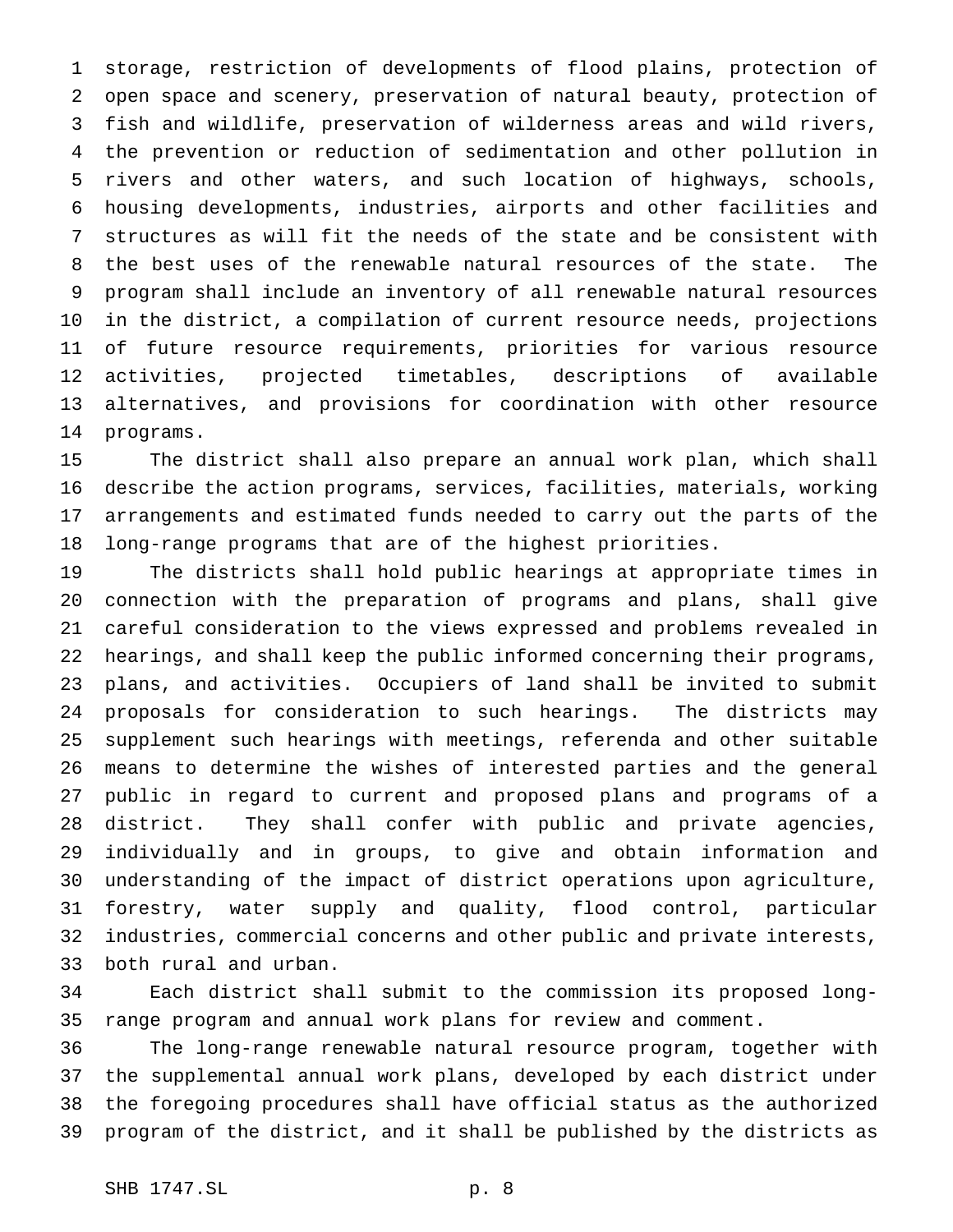storage, restriction of developments of flood plains, protection of open space and scenery, preservation of natural beauty, protection of fish and wildlife, preservation of wilderness areas and wild rivers, the prevention or reduction of sedimentation and other pollution in rivers and other waters, and such location of highways, schools, housing developments, industries, airports and other facilities and structures as will fit the needs of the state and be consistent with the best uses of the renewable natural resources of the state. The program shall include an inventory of all renewable natural resources in the district, a compilation of current resource needs, projections of future resource requirements, priorities for various resource activities, projected timetables, descriptions of available alternatives, and provisions for coordination with other resource programs.

The district shall also prepare an annual work plan, which shall describe the action programs, services, facilities, materials, working arrangements and estimated funds needed to carry out the parts of the long-range programs that are of the highest priorities.

The districts shall hold public hearings at appropriate times in connection with the preparation of programs and plans, shall give careful consideration to the views expressed and problems revealed in hearings, and shall keep the public informed concerning their programs, plans, and activities. Occupiers of land shall be invited to submit proposals for consideration to such hearings. The districts may supplement such hearings with meetings, referenda and other suitable means to determine the wishes of interested parties and the general public in regard to current and proposed plans and programs of a district. They shall confer with public and private agencies, individually and in groups, to give and obtain information and understanding of the impact of district operations upon agriculture, forestry, water supply and quality, flood control, particular industries, commercial concerns and other public and private interests, both rural and urban.

Each district shall submit to the commission its proposed long-range program and annual work plans for review and comment.

The long-range renewable natural resource program, together with the supplemental annual work plans, developed by each district under the foregoing procedures shall have official status as the authorized program of the district, and it shall be published by the districts as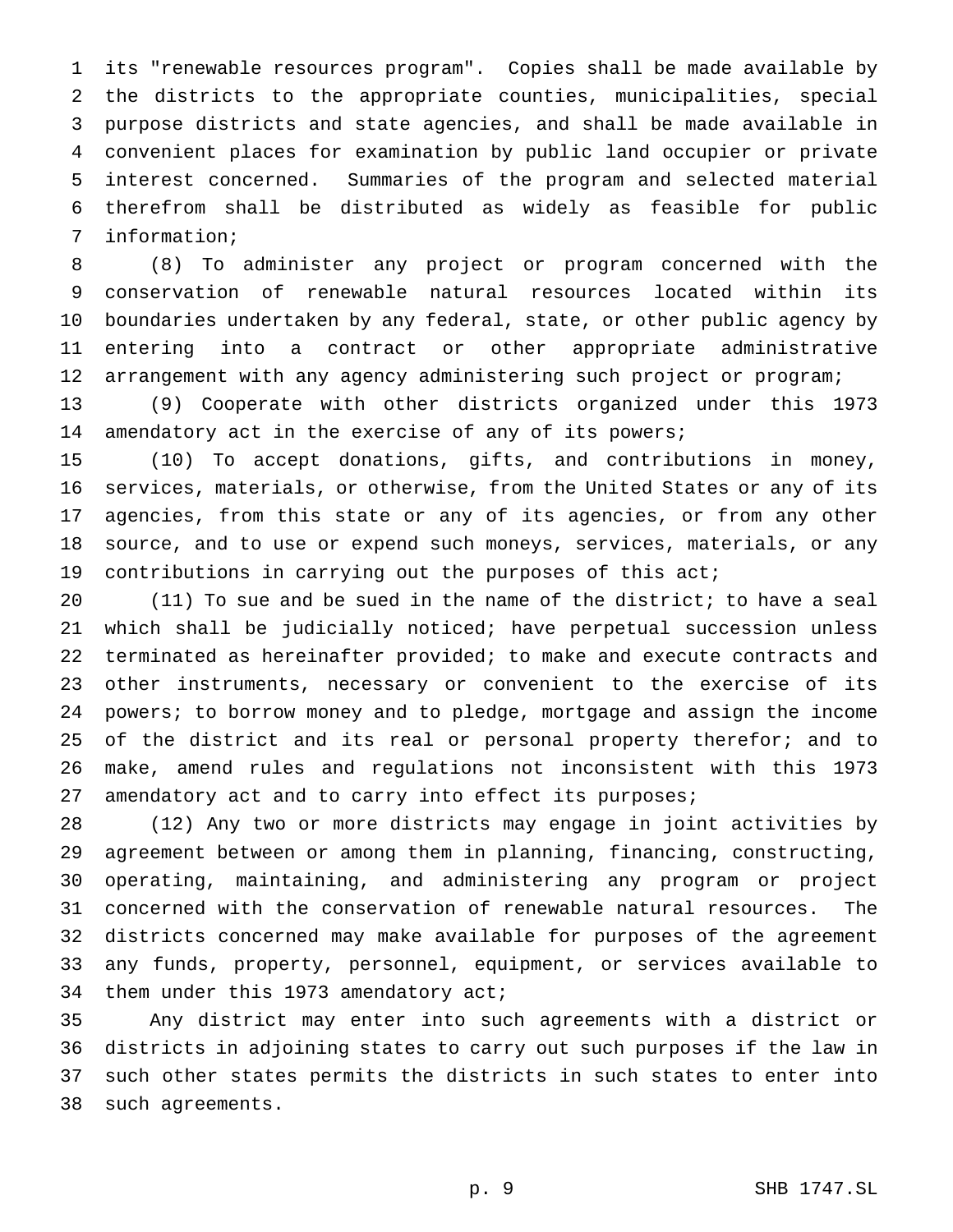its "renewable resources program". Copies shall be made available by the districts to the appropriate counties, municipalities, special purpose districts and state agencies, and shall be made available in convenient places for examination by public land occupier or private interest concerned. Summaries of the program and selected material therefrom shall be distributed as widely as feasible for public information;

(8) To administer any project or program concerned with the conservation of renewable natural resources located within its boundaries undertaken by any federal, state, or other public agency by entering into a contract or other appropriate administrative arrangement with any agency administering such project or program;

(9) Cooperate with other districts organized under this 1973 amendatory act in the exercise of any of its powers;

(10) To accept donations, gifts, and contributions in money, services, materials, or otherwise, from the United States or any of its agencies, from this state or any of its agencies, or from any other source, and to use or expend such moneys, services, materials, or any contributions in carrying out the purposes of this act;

(11) To sue and be sued in the name of the district; to have a seal which shall be judicially noticed; have perpetual succession unless terminated as hereinafter provided; to make and execute contracts and other instruments, necessary or convenient to the exercise of its powers; to borrow money and to pledge, mortgage and assign the income of the district and its real or personal property therefor; and to make, amend rules and regulations not inconsistent with this 1973 amendatory act and to carry into effect its purposes;

(12) Any two or more districts may engage in joint activities by agreement between or among them in planning, financing, constructing, operating, maintaining, and administering any program or project concerned with the conservation of renewable natural resources. The districts concerned may make available for purposes of the agreement any funds, property, personnel, equipment, or services available to them under this 1973 amendatory act;

Any district may enter into such agreements with a district or districts in adjoining states to carry out such purposes if the law in such other states permits the districts in such states to enter into such agreements.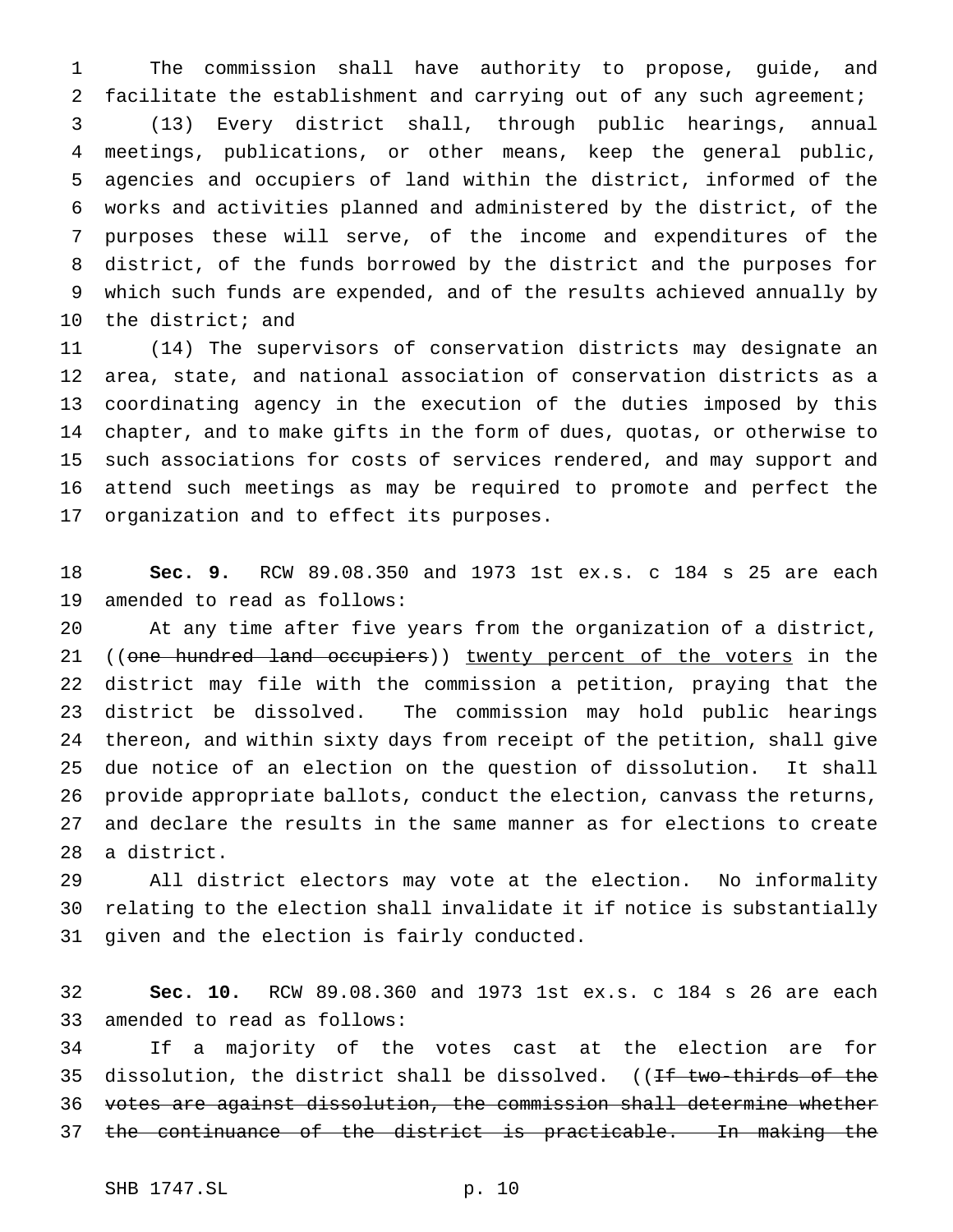The commission shall have authority to propose, guide, and facilitate the establishment and carrying out of any such agreement;

(13) Every district shall, through public hearings, annual meetings, publications, or other means, keep the general public, agencies and occupiers of land within the district, informed of the works and activities planned and administered by the district, of the purposes these will serve, of the income and expenditures of the district, of the funds borrowed by the district and the purposes for which such funds are expended, and of the results achieved annually by the district; and

(14) The supervisors of conservation districts may designate an area, state, and national association of conservation districts as a coordinating agency in the execution of the duties imposed by this chapter, and to make gifts in the form of dues, quotas, or otherwise to such associations for costs of services rendered, and may support and attend such meetings as may be required to promote and perfect the organization and to effect its purposes.

**Sec. 9.** RCW 89.08.350 and 1973 1st ex.s. c 184 s 25 are each amended to read as follows:

At any time after five years from the organization of a district, ((~~one hundred land occupiers~~)) <u>twenty percent of the voters</u> in the district may file with the commission a petition, praying that the district be dissolved. The commission may hold public hearings thereon, and within sixty days from receipt of the petition, shall give due notice of an election on the question of dissolution. It shall provide appropriate ballots, conduct the election, canvass the returns, and declare the results in the same manner as for elections to create a district.

All district electors may vote at the election. No informality relating to the election shall invalidate it if notice is substantially given and the election is fairly conducted.

**Sec. 10.** RCW 89.08.360 and 1973 1st ex.s. c 184 s 26 are each amended to read as follows:

If a majority of the votes cast at the election are for dissolution, the district shall be dissolved. ((~~If two-thirds of the votes are against dissolution, the commission shall determine whether the continuance of the district is practicable. In making the~~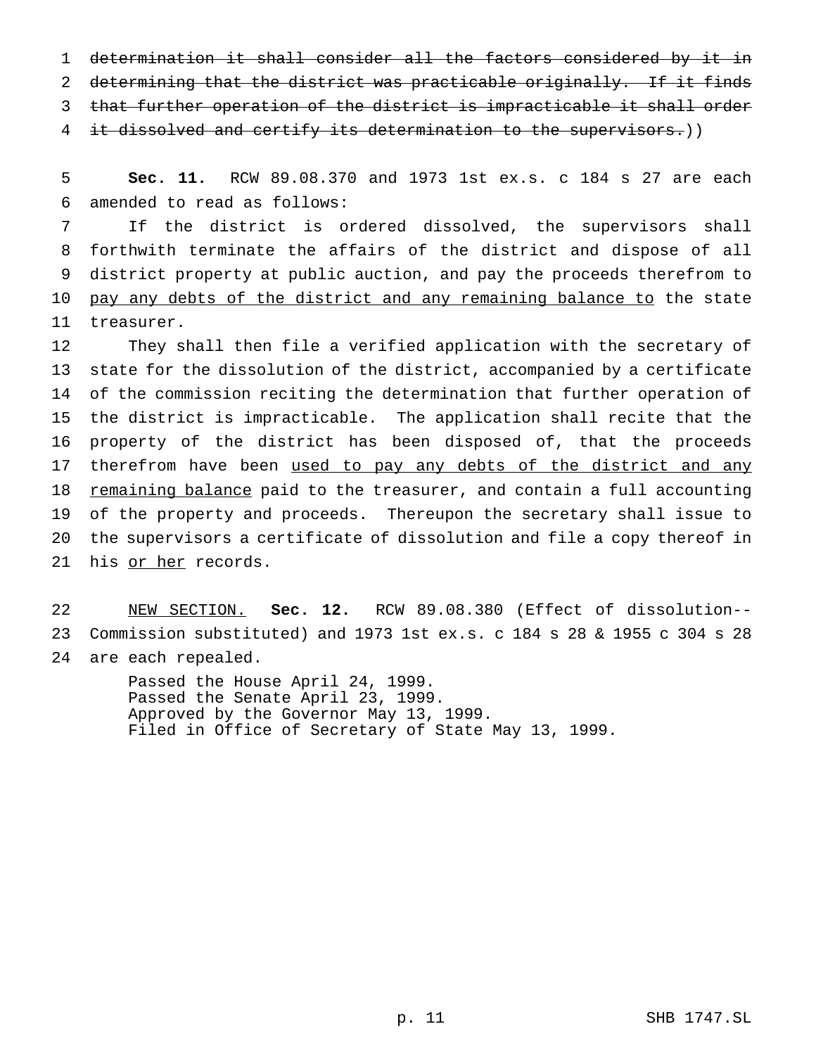~~determination it shall consider all the factors considered by it in determining that the district was practicable originally. If it finds that further operation of the district is impracticable it shall order it dissolved and certify its determination to the supervisors.~~))

**Sec. 11.** RCW 89.08.370 and 1973 1st ex.s. c 184 s 27 are each amended to read as follows:

If the district is ordered dissolved, the supervisors shall forthwith terminate the affairs of the district and dispose of all district property at public auction, and pay the proceeds therefrom to <u>pay any debts of the district and any remaining balance to</u> the state treasurer.

They shall then file a verified application with the secretary of state for the dissolution of the district, accompanied by a certificate of the commission reciting the determination that further operation of the district is impracticable. The application shall recite that the property of the district has been disposed of, that the proceeds therefrom have been <u>used to pay any debts of the district and any remaining balance</u> paid to the treasurer, and contain a full accounting of the property and proceeds. Thereupon the secretary shall issue to the supervisors a certificate of dissolution and file a copy thereof in his <u>or her</u> records.

<u>NEW SECTION.</u> **Sec. 12.** RCW 89.08.380 (Effect of dissolution--Commission substituted) and 1973 1st ex.s. c 184 s 28 & 1955 c 304 s 28 are each repealed.

Passed the House April 24, 1999.
Passed the Senate April 23, 1999.
Approved by the Governor May 13, 1999.
Filed in Office of Secretary of State May 13, 1999.